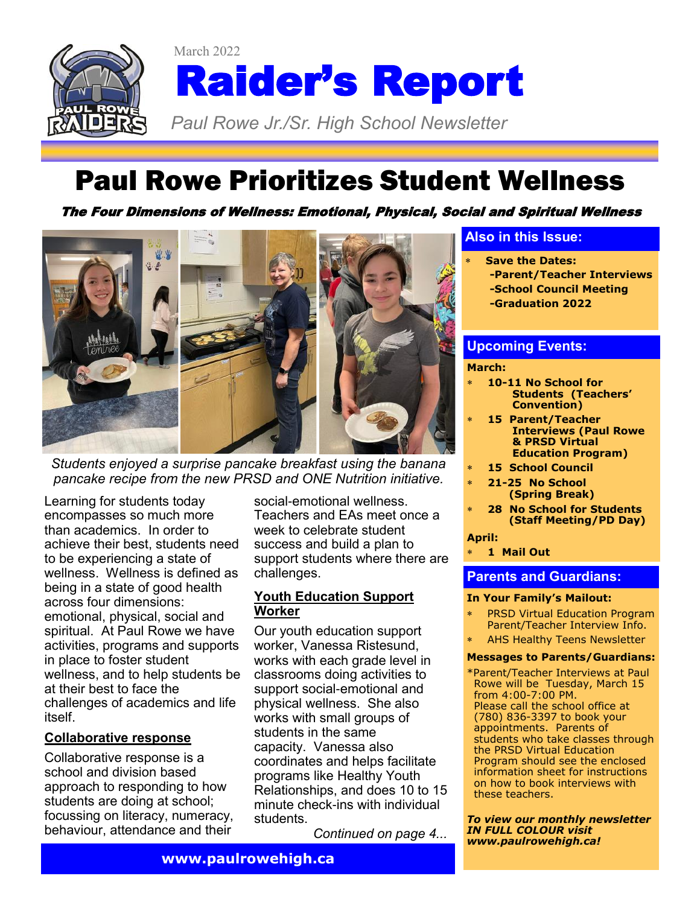March 2022

# Raider's Report

*Paul Rowe Jr./Sr. High School Newsletter*

## Paul Rowe Prioritizes Student Wellness

***The Four Dimensions of Wellness: Emotional, Physical, Social and Spiritual Wellness***

*Students enjoyed a surprise pancake breakfast using the banana pancake recipe from the new PRSD and ONE Nutrition initiative.*

Learning for students today encompasses so much more than academics. In order to achieve their best, students need to be experiencing a state of wellness. Wellness is defined as being in a state of good health across four dimensions: emotional, physical, social and spiritual. At Paul Rowe we have activities, programs and supports in place to foster student wellness, and to help students be at their best to face the challenges of academics and life itself.

### Collaborative response

Collaborative response is a school and division based approach to responding to how students are doing at school; focussing on literacy, numeracy, behaviour, attendance and their social-emotional wellness. Teachers and EAs meet once a week to celebrate student success and build a plan to support students where there are challenges.

### Youth Education Support Worker

Our youth education support worker, Vanessa Ristesund, works with each grade level in classrooms doing activities to support social-emotional and physical wellness. She also works with small groups of students in the same capacity. Vanessa also coordinates and helps facilitate programs like Healthy Youth Relationships, and does 10 to 15 minute check-ins with individual students.

*Continued on page 4...*

**www.paulrowehigh.ca**

### Also in this Issue:

- **Save the Dates:**
  - **-Parent/Teacher Interviews**
  - **-School Council Meeting**
  - **-Graduation 2022**

### Upcoming Events:

**March:**

- **10-11 No School for Students (Teachers' Convention)**
- **15 Parent/Teacher Interviews (Paul Rowe & PRSD Virtual Education Program)**
- **15 School Council**
- **21-25 No School (Spring Break)**
- **28 No School for Students (Staff Meeting/PD Day)**

**April:**

- **1 Mail Out**

### Parents and Guardians:

**In Your Family's Mailout:**

- PRSD Virtual Education Program Parent/Teacher Interview Info.
- AHS Healthy Teens Newsletter

**Messages to Parents/Guardians:**

*Parent/Teacher Interviews at Paul Rowe will be Tuesday, March 15 from 4:00-7:00 PM. Please call the school office at (780) 836-3397 to book your appointments. Parents of students who take classes through the PRSD Virtual Education Program should see the enclosed information sheet for instructions on how to book interviews with these teachers.

***To view our monthly newsletter IN FULL COLOUR visit www.paulrowehigh.ca!***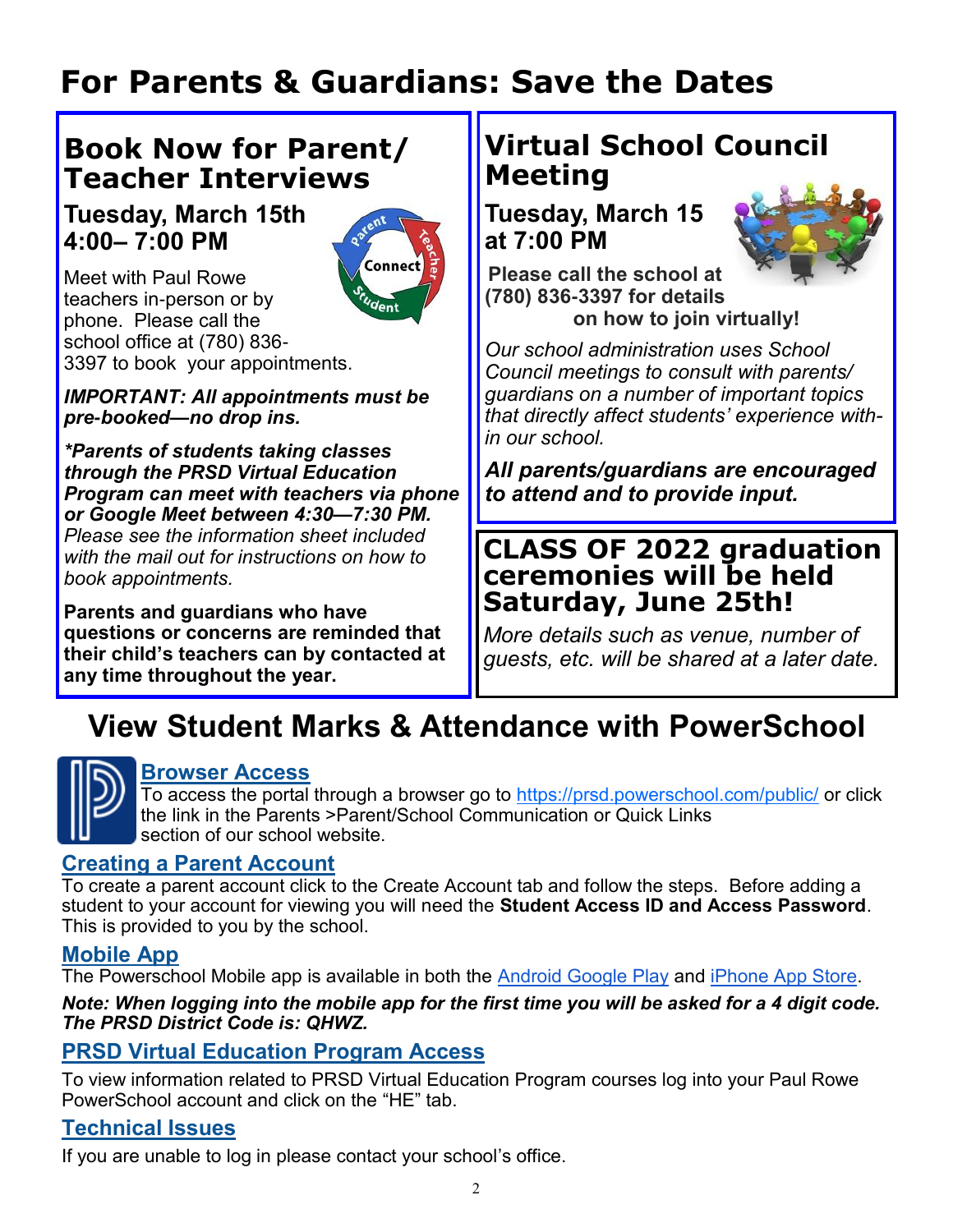# For Parents & Guardians: Save the Dates

## Book Now for Parent/ Teacher Interviews

**Tuesday, March 15th**
**4:00– 7:00 PM**

Meet with Paul Rowe teachers in-person or by phone. Please call the school office at (780) 836-3397 to book your appointments.

***IMPORTANT: All appointments must be pre-booked—no drop ins.***

***\*Parents of students taking classes through the PRSD Virtual Education Program can meet with teachers via phone or Google Meet between 4:30—7:30 PM.*** *Please see the information sheet included with the mail out for instructions on how to book appointments.*

**Parents and guardians who have questions or concerns are reminded that their child's teachers can by contacted at any time throughout the year.**

## Virtual School Council Meeting

**Tuesday, March 15**
**at 7:00 PM**

**Please call the school at (780) 836-3397 for details on how to join virtually!**

*Our school administration uses School Council meetings to consult with parents/ guardians on a number of important topics that directly affect students' experience within our school.*

***All parents/guardians are encouraged to attend and to provide input.***

## CLASS OF 2022 graduation ceremonies will be held Saturday, June 25th!

*More details such as venue, number of guests, etc. will be shared at a later date.*

# View Student Marks & Attendance with PowerSchool

### Browser Access

To access the portal through a browser go to https://prsd.powerschool.com/public/ or click the link in the Parents >Parent/School Communication or Quick Links section of our school website.

### Creating a Parent Account

To create a parent account click to the Create Account tab and follow the steps. Before adding a student to your account for viewing you will need the **Student Access ID and Access Password**. This is provided to you by the school.

### Mobile App

The Powerschool Mobile app is available in both the Android Google Play and iPhone App Store.

***Note: When logging into the mobile app for the first time you will be asked for a 4 digit code. The PRSD District Code is: QHWZ.***

### PRSD Virtual Education Program Access

To view information related to PRSD Virtual Education Program courses log into your Paul Rowe PowerSchool account and click on the "HE" tab.

### Technical Issues

If you are unable to log in please contact your school's office.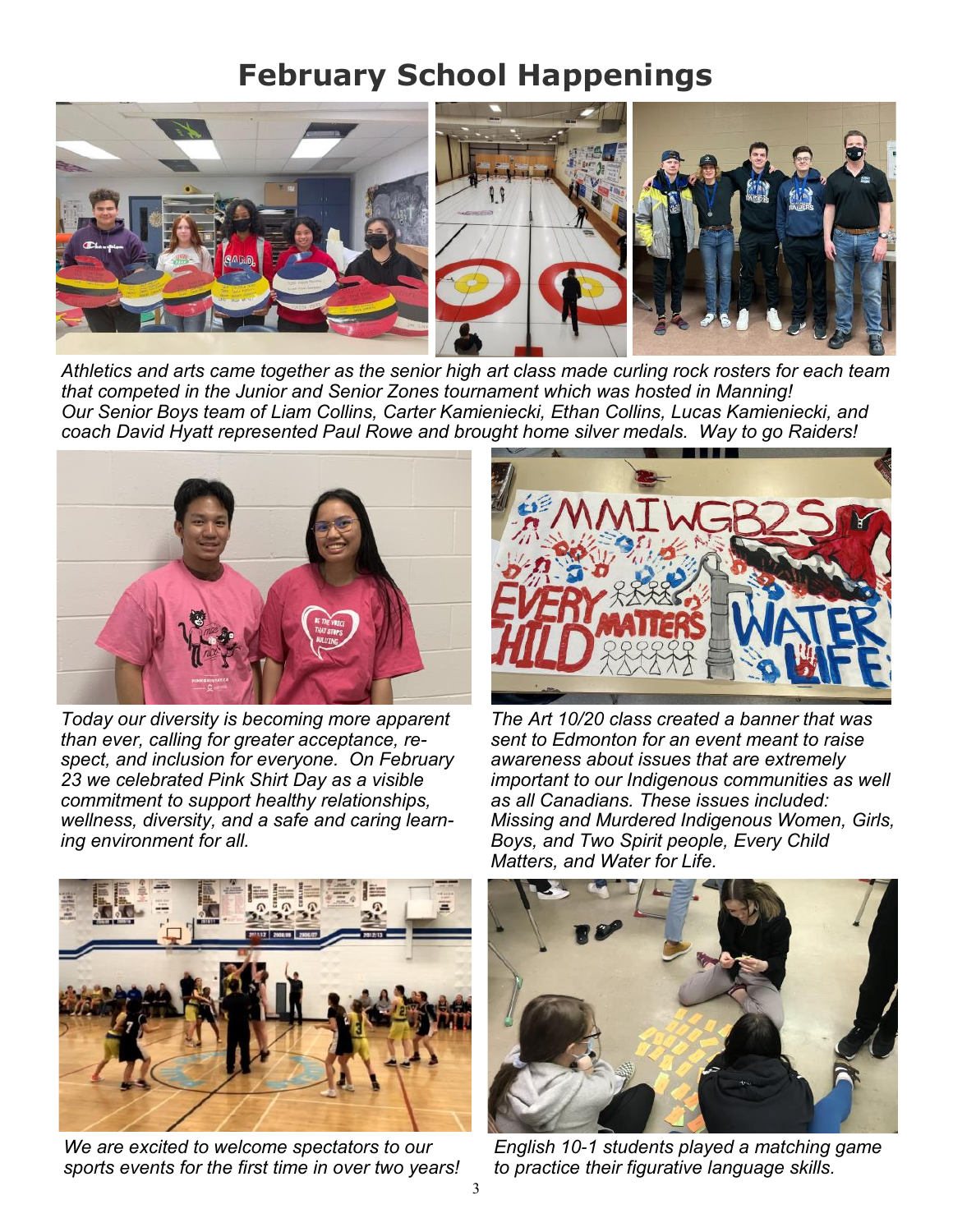# February School Happenings

*Athletics and arts came together as the senior high art class made curling rock rosters for each team that competed in the Junior and Senior Zones tournament which was hosted in Manning! Our Senior Boys team of Liam Collins, Carter Kamieniecki, Ethan Collins, Lucas Kamieniecki, and coach David Hyatt represented Paul Rowe and brought home silver medals. Way to go Raiders!*

*Today our diversity is becoming more apparent than ever, calling for greater acceptance, respect, and inclusion for everyone. On February 23 we celebrated Pink Shirt Day as a visible commitment to support healthy relationships, wellness, diversity, and a safe and caring learning environment for all.*

*The Art 10/20 class created a banner that was sent to Edmonton for an event meant to raise awareness about issues that are extremely important to our Indigenous communities as well as all Canadians. These issues included: Missing and Murdered Indigenous Women, Girls, Boys, and Two Spirit people, Every Child Matters, and Water for Life.*

*We are excited to welcome spectators to our sports events for the first time in over two years!*

*English 10-1 students played a matching game to practice their figurative language skills.*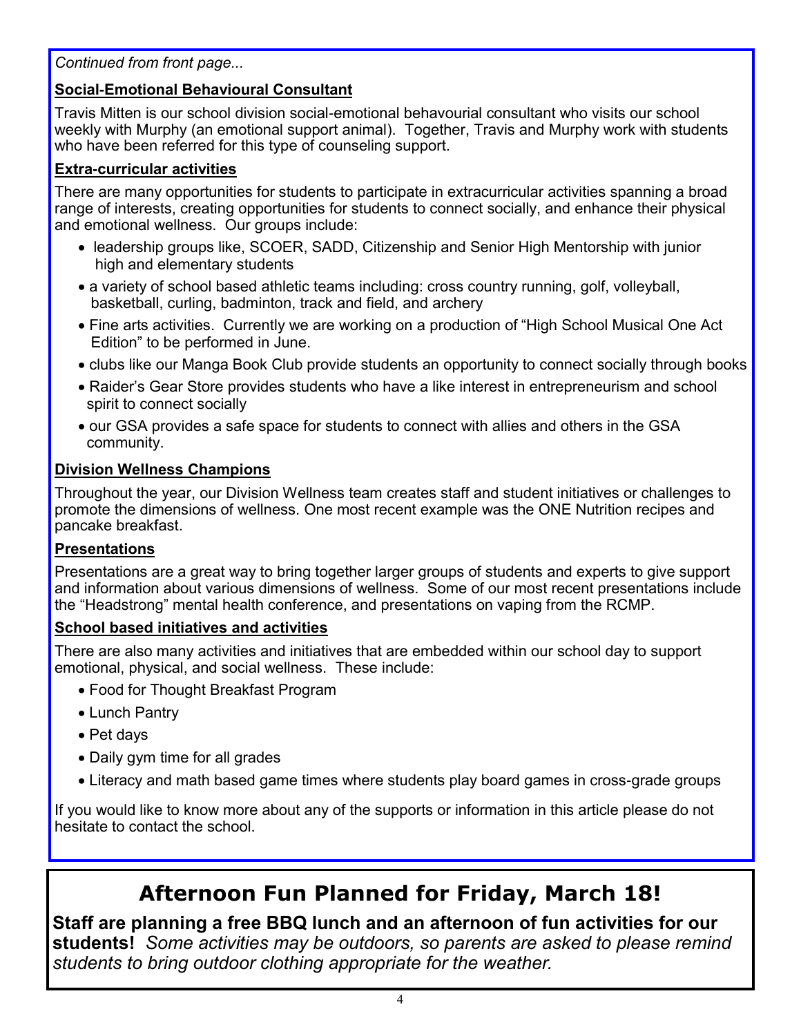*Continued from front page...*

**Social-Emotional Behavioural Consultant**

Travis Mitten is our school division social-emotional behavourial consultant who visits our school weekly with Murphy (an emotional support animal). Together, Travis and Murphy work with students who have been referred for this type of counseling support.

**Extra-curricular activities**

There are many opportunities for students to participate in extracurricular activities spanning a broad range of interests, creating opportunities for students to connect socially, and enhance their physical and emotional wellness. Our groups include:

- leadership groups like, SCOER, SADD, Citizenship and Senior High Mentorship with junior high and elementary students
- a variety of school based athletic teams including: cross country running, golf, volleyball, basketball, curling, badminton, track and field, and archery
- Fine arts activities. Currently we are working on a production of "High School Musical One Act Edition" to be performed in June.
- clubs like our Manga Book Club provide students an opportunity to connect socially through books
- Raider's Gear Store provides students who have a like interest in entrepreneurism and school spirit to connect socially
- our GSA provides a safe space for students to connect with allies and others in the GSA community.

**Division Wellness Champions**

Throughout the year, our Division Wellness team creates staff and student initiatives or challenges to promote the dimensions of wellness. One most recent example was the ONE Nutrition recipes and pancake breakfast.

**Presentations**

Presentations are a great way to bring together larger groups of students and experts to give support and information about various dimensions of wellness. Some of our most recent presentations include the "Headstrong" mental health conference, and presentations on vaping from the RCMP.

**School based initiatives and activities**

There are also many activities and initiatives that are embedded within our school day to support emotional, physical, and social wellness. These include:

- Food for Thought Breakfast Program
- Lunch Pantry
- Pet days
- Daily gym time for all grades
- Literacy and math based game times where students play board games in cross-grade groups

If you would like to know more about any of the supports or information in this article please do not hesitate to contact the school.

# Afternoon Fun Planned for Friday, March 18!

**Staff are planning a free BBQ lunch and an afternoon of fun activities for our students!** *Some activities may be outdoors, so parents are asked to please remind students to bring outdoor clothing appropriate for the weather.*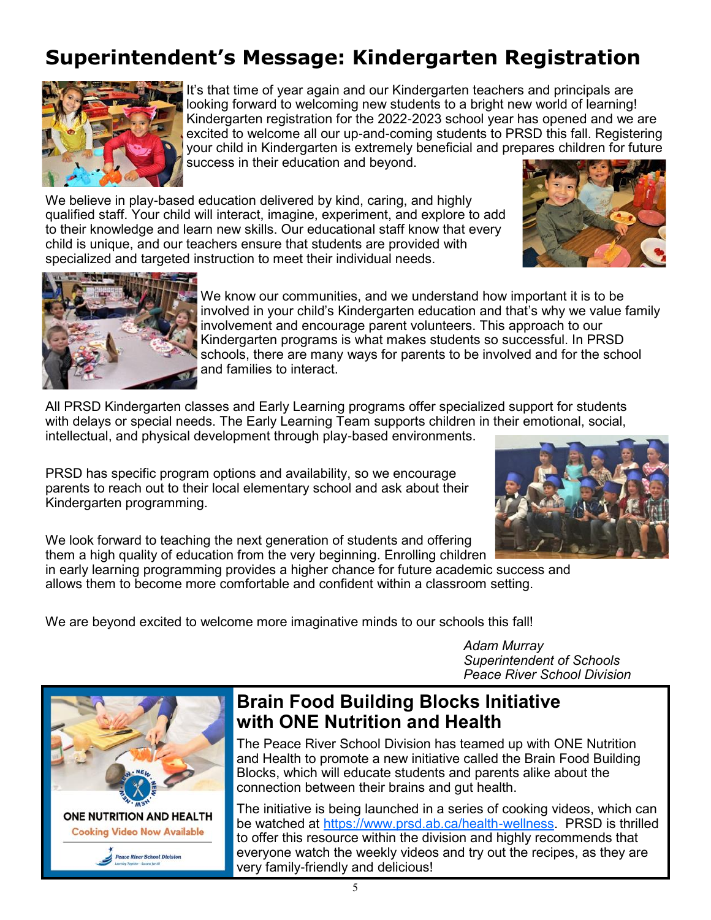# Superintendent's Message: Kindergarten Registration

It's that time of year again and our Kindergarten teachers and principals are looking forward to welcoming new students to a bright new world of learning! Kindergarten registration for the 2022-2023 school year has opened and we are excited to welcome all our up-and-coming students to PRSD this fall. Registering your child in Kindergarten is extremely beneficial and prepares children for future success in their education and beyond.

We believe in play-based education delivered by kind, caring, and highly qualified staff. Your child will interact, imagine, experiment, and explore to add to their knowledge and learn new skills. Our educational staff know that every child is unique, and our teachers ensure that students are provided with specialized and targeted instruction to meet their individual needs.

We know our communities, and we understand how important it is to be involved in your child's Kindergarten education and that's why we value family involvement and encourage parent volunteers. This approach to our Kindergarten programs is what makes students so successful. In PRSD schools, there are many ways for parents to be involved and for the school and families to interact.

All PRSD Kindergarten classes and Early Learning programs offer specialized support for students with delays or special needs. The Early Learning Team supports children in their emotional, social, intellectual, and physical development through play-based environments.

PRSD has specific program options and availability, so we encourage parents to reach out to their local elementary school and ask about their Kindergarten programming.

We look forward to teaching the next generation of students and offering them a high quality of education from the very beginning. Enrolling children in early learning programming provides a higher chance for future academic success and allows them to become more comfortable and confident within a classroom setting.

We are beyond excited to welcome more imaginative minds to our schools this fall!

*Adam Murray*
*Superintendent of Schools*
*Peace River School Division*

## Brain Food Building Blocks Initiative with ONE Nutrition and Health

ONE NUTRITION AND HEALTH
Cooking Video Now Available
Peace River School Division

The Peace River School Division has teamed up with ONE Nutrition and Health to promote a new initiative called the Brain Food Building Blocks, which will educate students and parents alike about the connection between their brains and gut health.

The initiative is being launched in a series of cooking videos, which can be watched at https://www.prsd.ab.ca/health-wellness. PRSD is thrilled to offer this resource within the division and highly recommends that everyone watch the weekly videos and try out the recipes, as they are very family-friendly and delicious!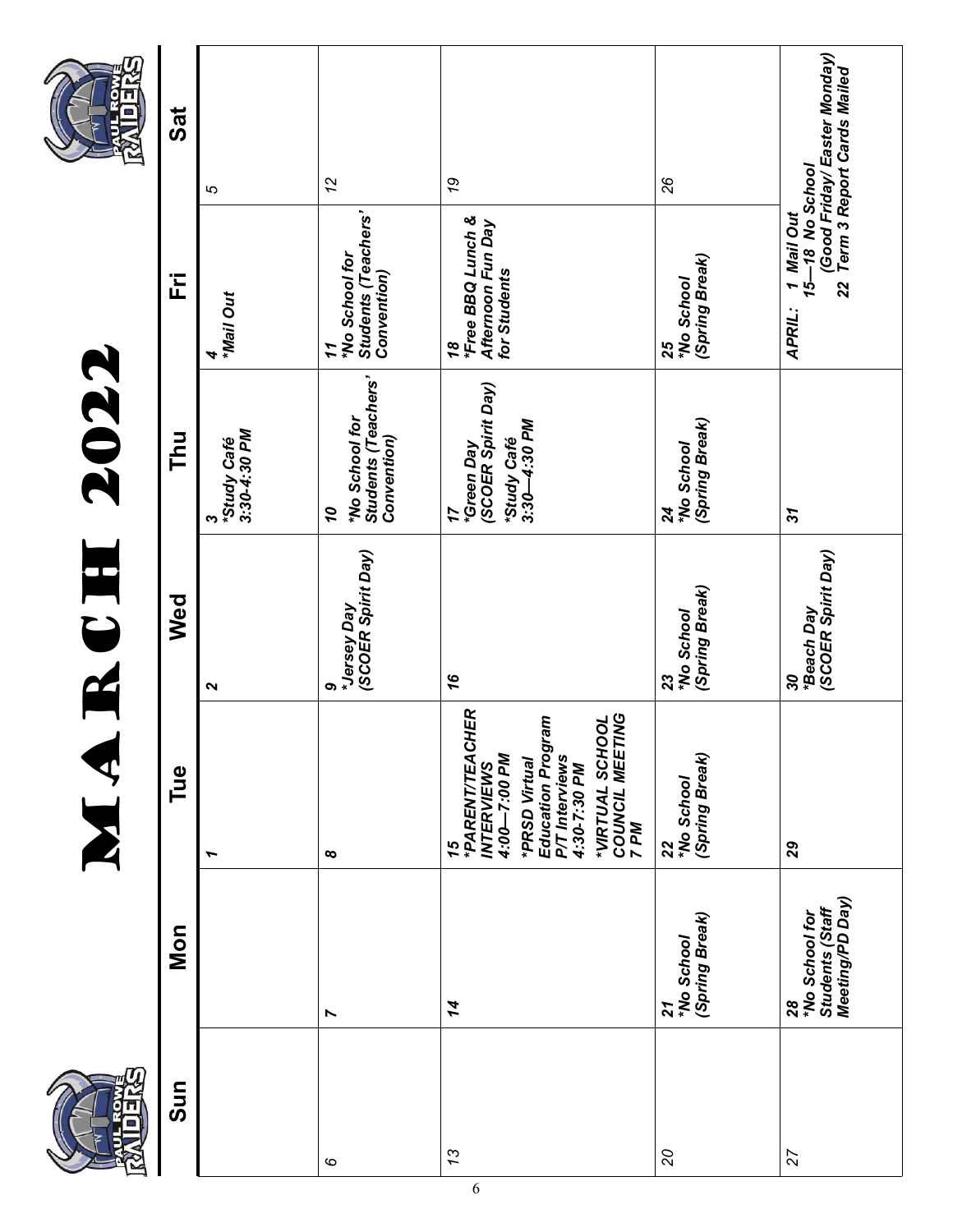# MARCH 2022

| Sun | Mon | Tue | Wed | Thu | Fri | Sat |
|---|---|---|---|---|---|---|
| | | 1 | 2 | 3 *Study Café 3:30-4:30 PM | 4 *Mail Out | 5 |
| 6 | 7 | 8 | 9 *Jersey Day (SCOER Spirit Day) | 10 *No School for Students (Teachers' Convention) | 11 *No School for Students (Teachers' Convention) | 12 |
| 13 | 14 | 15 *PARENT/TEACHER INTERVIEWS 4:00—7:00 PM *PRSD Virtual Education Program P/T Interviews 4:30-7:30 PM *VIRTUAL SCHOOL COUNCIL MEETING 7 PM | 16 | 17 *Green Day (SCOER Spirit Day) *Study Café 3:30—4:30 PM | 18 *Free BBQ Lunch & Afternoon Fun Day for Students | 19 |
| 20 | 21 *No School (Spring Break) | 22 *No School (Spring Break) | 23 *No School (Spring Break) | 24 *No School (Spring Break) | 25 *No School (Spring Break) | 26 |
| 27 | 28 *No School for Students (Staff Meeting/PD Day) | 29 | 30 *Beach Day (SCOER Spirit Day) | 31 | APRIL: 1 Mail Out 15—18 No School (Good Friday/ Easter Monday) 22 Term 3 Report Cards Mailed | |